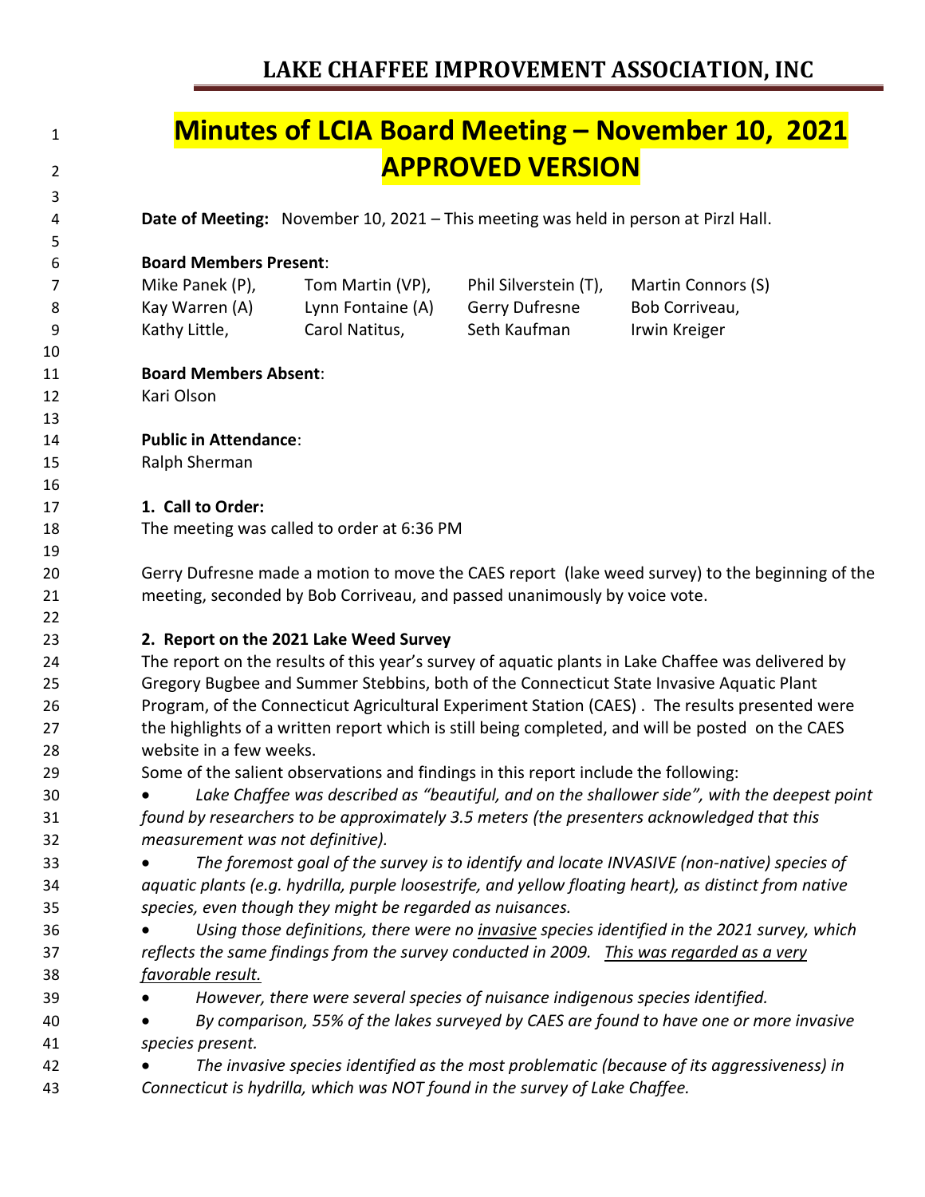# LAKE CHAFFEE IMPROVEMENT ASSOCIATION, INC

# Minutes of LCIA Board Meeting – November 10, 2021
# APPROVED VERSION

**Date of Meeting:** November 10, 2021 – This meeting was held in person at Pirzl Hall.

**Board Members Present**:

| | | | |
|---|---|---|---|
| Mike Panek (P), | Tom Martin (VP), | Phil Silverstein (T), | Martin Connors (S) |
| Kay Warren (A) | Lynn Fontaine (A) | Gerry Dufresne | Bob Corriveau, |
| Kathy Little, | Carol Natitus, | Seth Kaufman | Irwin Kreiger |

**Board Members Absent**:
Kari Olson

**Public in Attendance**:
Ralph Sherman

**1. Call to Order:**
The meeting was called to order at 6:36 PM

Gerry Dufresne made a motion to move the CAES report (lake weed survey) to the beginning of the meeting, seconded by Bob Corriveau, and passed unanimously by voice vote.

**2. Report on the 2021 Lake Weed Survey**
The report on the results of this year's survey of aquatic plants in Lake Chaffee was delivered by Gregory Bugbee and Summer Stebbins, both of the Connecticut State Invasive Aquatic Plant Program, of the Connecticut Agricultural Experiment Station (CAES). The results presented were the highlights of a written report which is still being completed, and will be posted on the CAES website in a few weeks.
Some of the salient observations and findings in this report include the following:

- *Lake Chaffee was described as "beautiful, and on the shallower side", with the deepest point found by researchers to be approximately 3.5 meters (the presenters acknowledged that this measurement was not definitive).*
- *The foremost goal of the survey is to identify and locate INVASIVE (non-native) species of aquatic plants (e.g. hydrilla, purple loosestrife, and yellow floating heart), as distinct from native species, even though they might be regarded as nuisances.*
- *Using those definitions, there were no <u>invasive</u> species identified in the 2021 survey, which reflects the same findings from the survey conducted in 2009. <u>This was regarded as a very favorable result.</u>*
- *However, there were several species of nuisance indigenous species identified.*
- *By comparison, 55% of the lakes surveyed by CAES are found to have one or more invasive species present.*
- *The invasive species identified as the most problematic (because of its aggressiveness) in Connecticut is hydrilla, which was NOT found in the survey of Lake Chaffee.*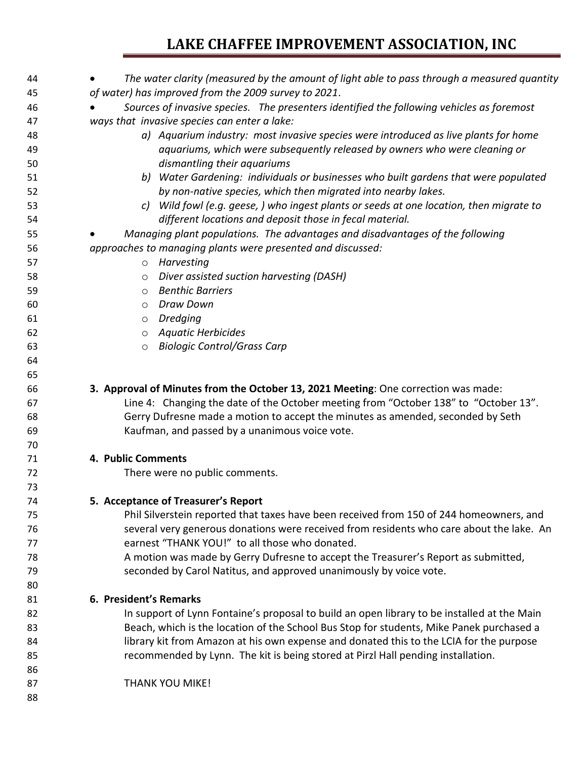- *The water clarity (measured by the amount of light able to pass through a measured quantity of water) has improved from the 2009 survey to 2021.*
- *Sources of invasive species. The presenters identified the following vehicles as foremost ways that invasive species can enter a lake:*
    - *a) Aquarium industry: most invasive species were introduced as live plants for home aquariums, which were subsequently released by owners who were cleaning or dismantling their aquariums*
    - *b) Water Gardening: individuals or businesses who built gardens that were populated by non-native species, which then migrated into nearby lakes.*
    - *c) Wild fowl (e.g. geese, ) who ingest plants or seeds at one location, then migrate to different locations and deposit those in fecal material.*
- *Managing plant populations. The advantages and disadvantages of the following approaches to managing plants were presented and discussed:*
    - *Harvesting*
    - *Diver assisted suction harvesting (DASH)*
    - *Benthic Barriers*
    - *Draw Down*
    - *Dredging*
    - *Aquatic Herbicides*
    - *Biologic Control/Grass Carp*

**3. Approval of Minutes from the October 13, 2021 Meeting**: One correction was made:

Line 4: Changing the date of the October meeting from "October 138" to "October 13". Gerry Dufresne made a motion to accept the minutes as amended, seconded by Seth Kaufman, and passed by a unanimous voice vote.

**4. Public Comments**

There were no public comments.

**5. Acceptance of Treasurer's Report**

Phil Silverstein reported that taxes have been received from 150 of 244 homeowners, and several very generous donations were received from residents who care about the lake. An earnest "THANK YOU!" to all those who donated.

A motion was made by Gerry Dufresne to accept the Treasurer's Report as submitted, seconded by Carol Natitus, and approved unanimously by voice vote.

**6. President's Remarks**

In support of Lynn Fontaine's proposal to build an open library to be installed at the Main Beach, which is the location of the School Bus Stop for students, Mike Panek purchased a library kit from Amazon at his own expense and donated this to the LCIA for the purpose recommended by Lynn. The kit is being stored at Pirzl Hall pending installation.

THANK YOU MIKE!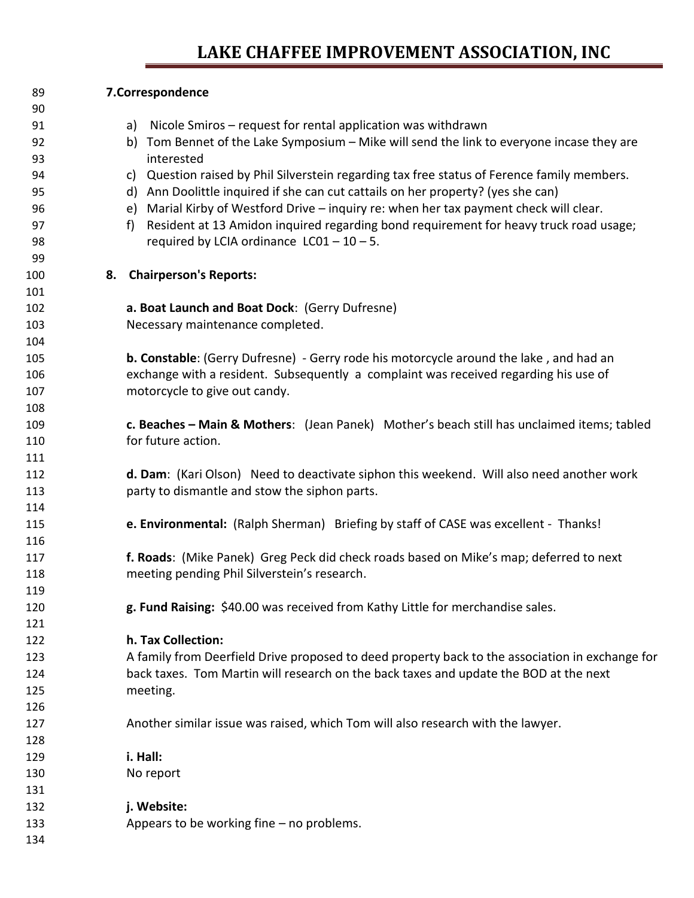**7.Correspondence**

a) Nicole Smiros – request for rental application was withdrawn
b) Tom Bennet of the Lake Symposium – Mike will send the link to everyone incase they are interested
c) Question raised by Phil Silverstein regarding tax free status of Ference family members.
d) Ann Doolittle inquired if she can cut cattails on her property? (yes she can)
e) Marial Kirby of Westford Drive – inquiry re: when her tax payment check will clear.
f) Resident at 13 Amidon inquired regarding bond requirement for heavy truck road usage; required by LCIA ordinance LC01 – 10 – 5.

**8. Chairperson's Reports:**

**a. Boat Launch and Boat Dock**: (Gerry Dufresne)
Necessary maintenance completed.

**b. Constable**: (Gerry Dufresne) - Gerry rode his motorcycle around the lake , and had an exchange with a resident. Subsequently a complaint was received regarding his use of motorcycle to give out candy.

**c. Beaches – Main & Mothers**: (Jean Panek) Mother's beach still has unclaimed items; tabled for future action.

**d. Dam**: (Kari Olson) Need to deactivate siphon this weekend. Will also need another work party to dismantle and stow the siphon parts.

**e. Environmental:** (Ralph Sherman) Briefing by staff of CASE was excellent - Thanks!

**f. Roads**: (Mike Panek) Greg Peck did check roads based on Mike's map; deferred to next meeting pending Phil Silverstein's research.

**g. Fund Raising:** $40.00 was received from Kathy Little for merchandise sales.

**h. Tax Collection:**
A family from Deerfield Drive proposed to deed property back to the association in exchange for back taxes. Tom Martin will research on the back taxes and update the BOD at the next meeting.

Another similar issue was raised, which Tom will also research with the lawyer.

**i. Hall:**
No report

**j. Website:**
Appears to be working fine – no problems.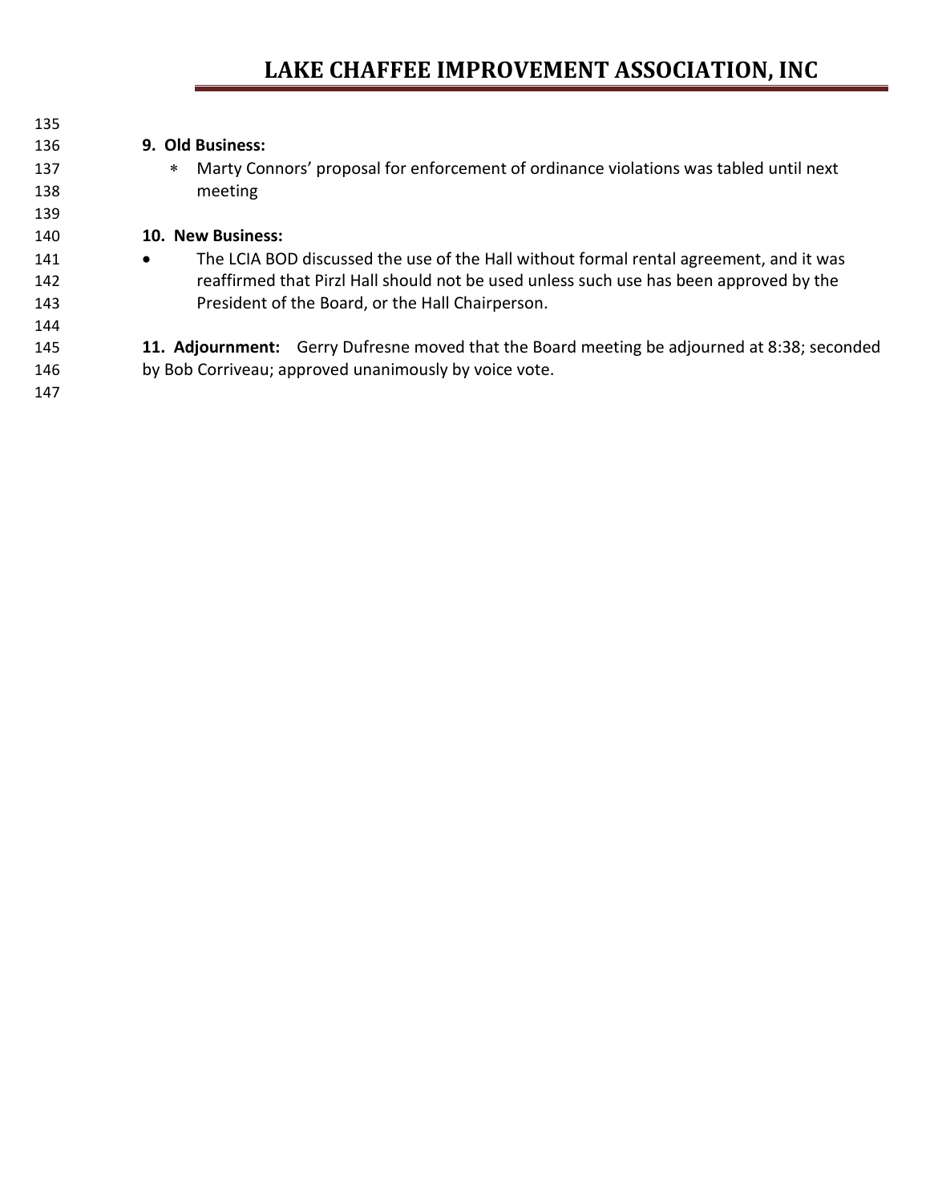**9. Old Business:**

- Marty Connors' proposal for enforcement of ordinance violations was tabled until next meeting

**10. New Business:**

- The LCIA BOD discussed the use of the Hall without formal rental agreement, and it was reaffirmed that Pirzl Hall should not be used unless such use has been approved by the President of the Board, or the Hall Chairperson.

**11. Adjournment:** Gerry Dufresne moved that the Board meeting be adjourned at 8:38; seconded by Bob Corriveau; approved unanimously by voice vote.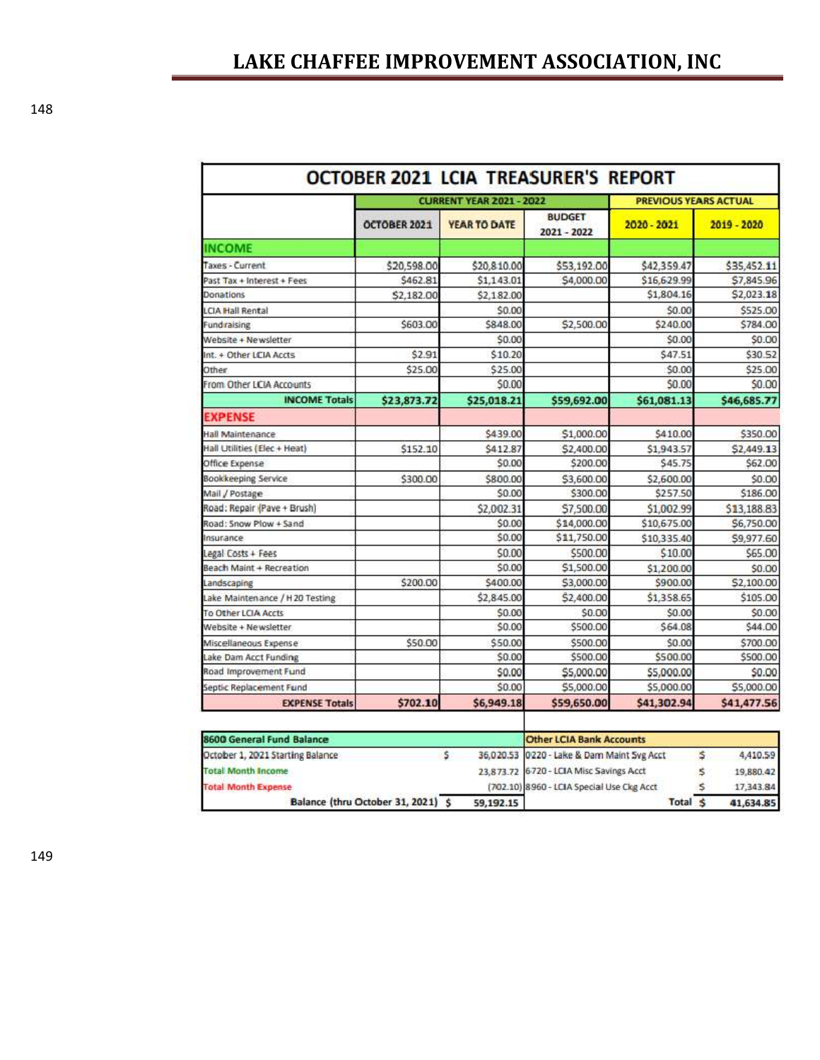# LAKE CHAFFEE IMPROVEMENT ASSOCIATION, INC

## OCTOBER 2021 LCIA TREASURER'S REPORT

| | CURRENT YEAR 2021 - 2022 | | | PREVIOUS YEARS ACTUAL | |
|---|---|---|---|---|---|
| | OCTOBER 2021 | YEAR TO DATE | BUDGET 2021 - 2022 | 2020 - 2021 | 2019 - 2020 |
| **INCOME** | | | | | |
| Taxes - Current | $20,598.00 | $20,810.00 | $53,192.00 | $42,359.47 | $35,452.11 |
| Past Tax + Interest + Fees | $462.81 | $1,143.01 | $4,000.00 | $16,629.99 | $7,845.96 |
| Donations | $2,182.00 | $2,182.00 | | $1,804.16 | $2,023.18 |
| LCIA Hall Rental | | $0.00 | | $0.00 | $525.00 |
| Fundraising | $603.00 | $848.00 | $2,500.00 | $240.00 | $784.00 |
| Website + Newsletter | | $0.00 | | $0.00 | $0.00 |
| Int. + Other LCIA Accts | $2.91 | $10.20 | | $47.51 | $30.52 |
| Other | $25.00 | $25.00 | | $0.00 | $25.00 |
| From Other LCIA Accounts | | $0.00 | | $0.00 | $0.00 |
| **INCOME Totals** | **$23,873.72** | **$25,018.21** | **$59,692.00** | **$61,081.13** | **$46,685.77** |
| **EXPENSE** | | | | | |
| Hall Maintenance | | $439.00 | $1,000.00 | $410.00 | $350.00 |
| Hall Utilities (Elec + Heat) | $152.10 | $412.87 | $2,400.00 | $1,943.57 | $2,449.13 |
| Office Expense | | $0.00 | $200.00 | $45.75 | $62.00 |
| Bookkeeping Service | $300.00 | $800.00 | $3,600.00 | $2,600.00 | $0.00 |
| Mail / Postage | | $0.00 | $300.00 | $257.50 | $186.00 |
| Road: Repair (Pave + Brush) | | $2,002.31 | $7,500.00 | $1,002.99 | $13,188.83 |
| Road: Snow Plow + Sand | | $0.00 | $14,000.00 | $10,675.00 | $6,750.00 |
| Insurance | | $0.00 | $11,750.00 | $10,335.40 | $9,977.60 |
| Legal Costs + Fees | | $0.00 | $500.00 | $10.00 | $65.00 |
| Beach Maint + Recreation | | $0.00 | $1,500.00 | $1,200.00 | $0.00 |
| Landscaping | $200.00 | $400.00 | $3,000.00 | $900.00 | $2,100.00 |
| Lake Maintenance / H 20 Testing | | $2,845.00 | $2,400.00 | $1,358.65 | $105.00 |
| To Other LCIA Accts | | $0.00 | $0.00 | $0.00 | $0.00 |
| Website + Newsletter | | $0.00 | $500.00 | $64.08 | $44.00 |
| Miscellaneous Expense | $50.00 | $50.00 | $500.00 | $0.00 | $700.00 |
| Lake Dam Acct Funding | | $0.00 | $500.00 | $500.00 | $500.00 |
| Road Improvement Fund | | $0.00 | $5,000.00 | $5,000.00 | $0.00 |
| Septic Replacement Fund | | $0.00 | $5,000.00 | $5,000.00 | $5,000.00 |
| **EXPENSE Totals** | **$702.10** | **$6,949.18** | **$59,650.00** | **$41,302.94** | **$41,477.56** |

| 8600 General Fund Balance | | | Other LCIA Bank Accounts | | |
|---|---|---|---|---|---|
| October 1, 2021 Starting Balance | $ | 36,020.53 | 0220 - Lake & Dam Maint Svg Acct | $ | 4,410.59 |
| Total Month Income | | 23,873.72 | 6720 - LCIA Misc Savings Acct | $ | 19,880.42 |
| Total Month Expense | | (702.10) | 8960 - LCIA Special Use Ckg Acct | $ | 17,343.84 |
| **Balance (thru October 31, 2021)** | **$** | **59,192.15** | **Total** | **$** | **41,634.85** |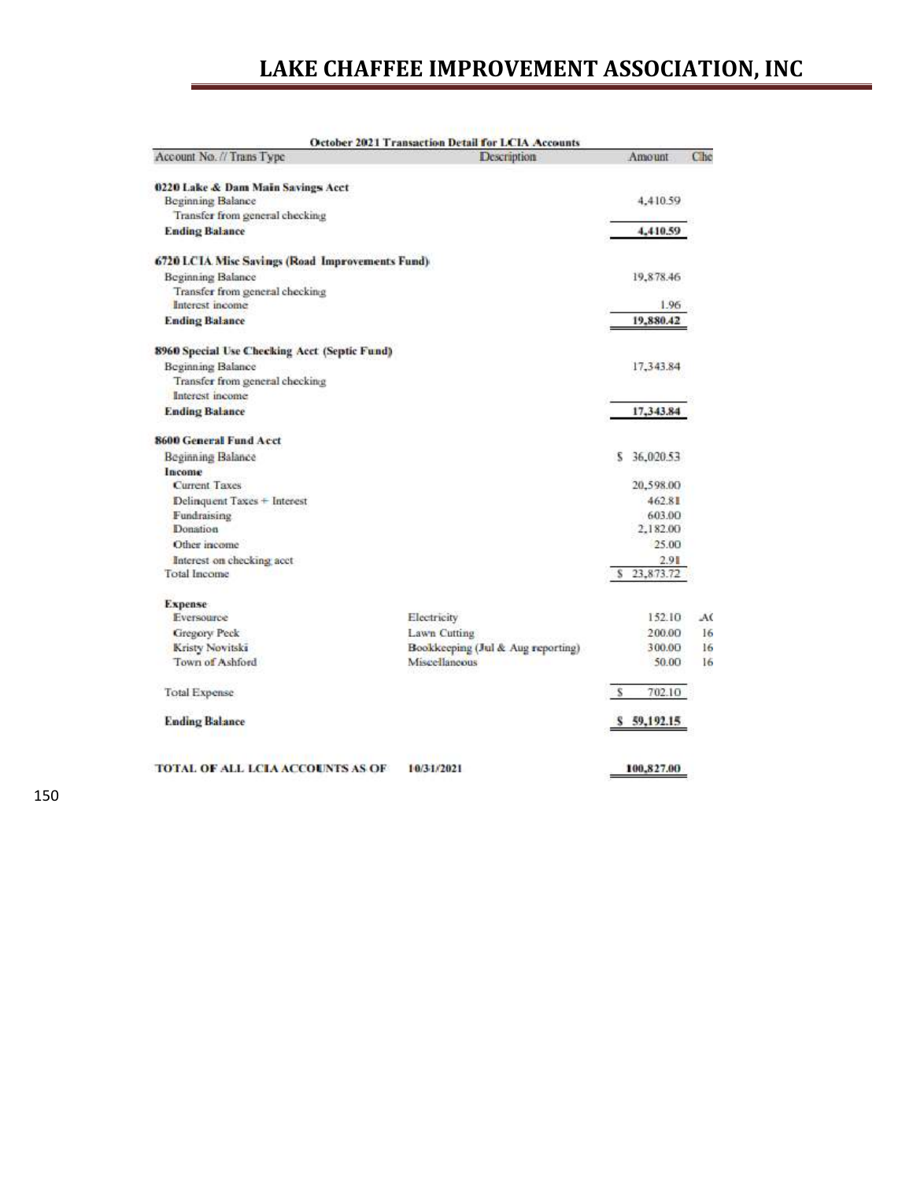# LAKE CHAFFEE IMPROVEMENT ASSOCIATION, INC

**October 2021 Transaction Detail for LCIA Accounts**

| Account No. // Trans Type | Description | Amount | Che |
|---|---|---|---|
| **0220 Lake & Dam Main Savings Acct** | | | |
| Beginning Balance | | 4,410.59 | |
| Transfer from general checking | | | |
| **Ending Balance** | | **4,410.59** | |
| **6720 LCIA Misc Savings (Road Improvements Fund)** | | | |
| Beginning Balance | | 19,878.46 | |
| Transfer from general checking | | | |
| Interest income | | 1.96 | |
| **Ending Balance** | | **19,880.42** | |
| **8960 Special Use Checking Acct (Septic Fund)** | | | |
| Beginning Balance | | 17,343.84 | |
| Transfer from general checking | | | |
| Interest income | | | |
| **Ending Balance** | | **17,343.84** | |
| **8600 General Fund Acct** | | | |
| Beginning Balance | | $ 36,020.53 | |
| **Income** | | | |
| Current Taxes | | 20,598.00 | |
| Delinquent Taxes + Interest | | 462.81 | |
| Fundraising | | 603.00 | |
| Donation | | 2,182.00 | |
| Other income | | 25.00 | |
| Interest on checking acct | | 2.91 | |
| Total Income | | $ 23,873.72 | |
| **Expense** | | | |
| Eversource | Electricity | 152.10 | AC |
| Gregory Peck | Lawn Cutting | 200.00 | 16 |
| Kristy Novitski | Bookkeeping (Jul & Aug reporting) | 300.00 | 16 |
| Town of Ashford | Miscellaneous | 50.00 | 16 |
| Total Expense | | $ 702.10 | |
| **Ending Balance** | | **$ 59,192.15** | |
| **TOTAL OF ALL LCIA ACCOUNTS AS OF** | **10/31/2021** | **100,827.00** | |